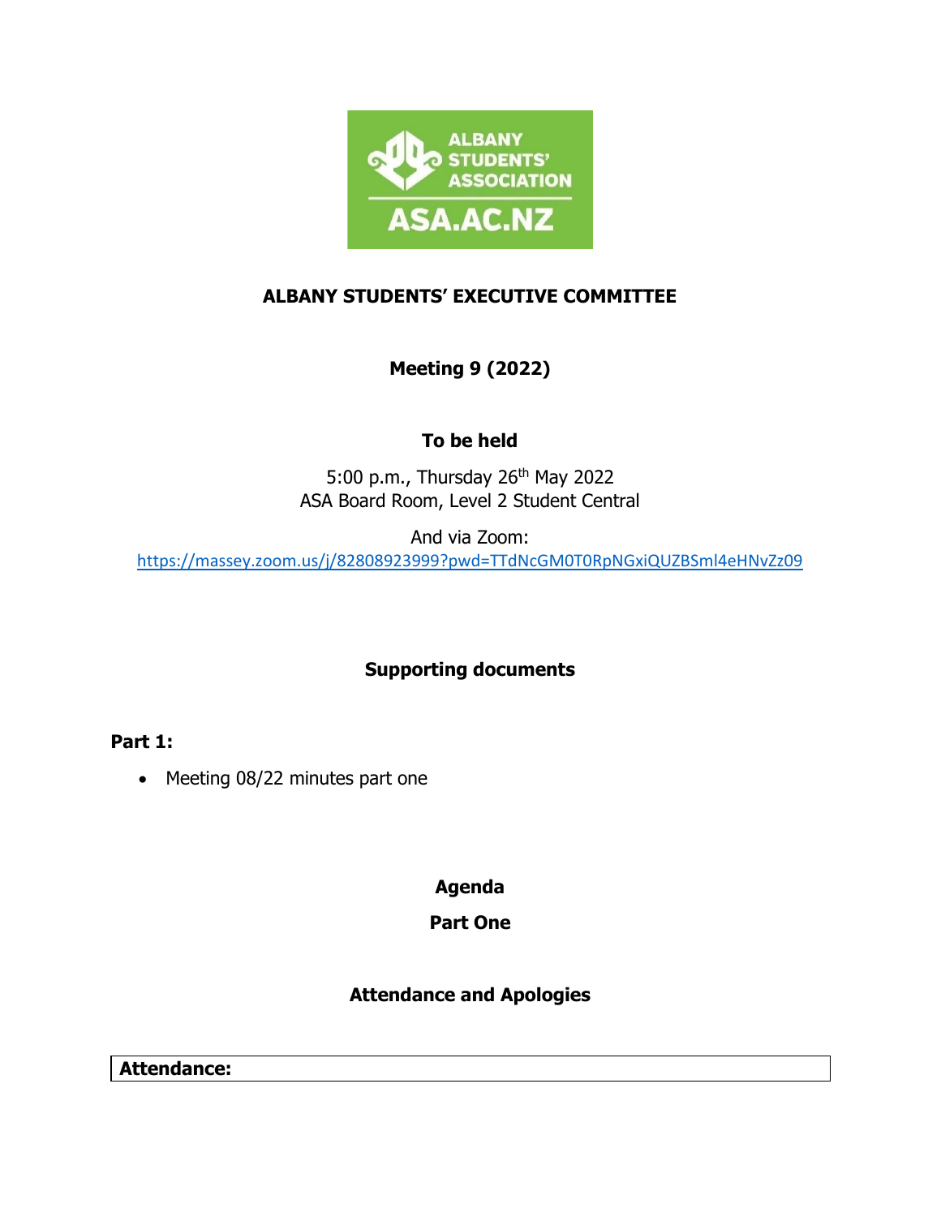# ALBANY STUDENTS' EXECUTIVE COMMITTEE

## Meeting 9 (2022)

### To be held

5:00 p.m., Thursday 26th May 2022
ASA Board Room, Level 2 Student Central

And via Zoom:
https://massey.zoom.us/j/82808923999?pwd=TTdNcGM0T0RpNGxiQUZBSml4eHNvZz09

### Supporting documents

**Part 1:**

- Meeting 08/22 minutes part one

### Agenda

### Part One

### Attendance and Apologies

| **Attendance:** |
| --- |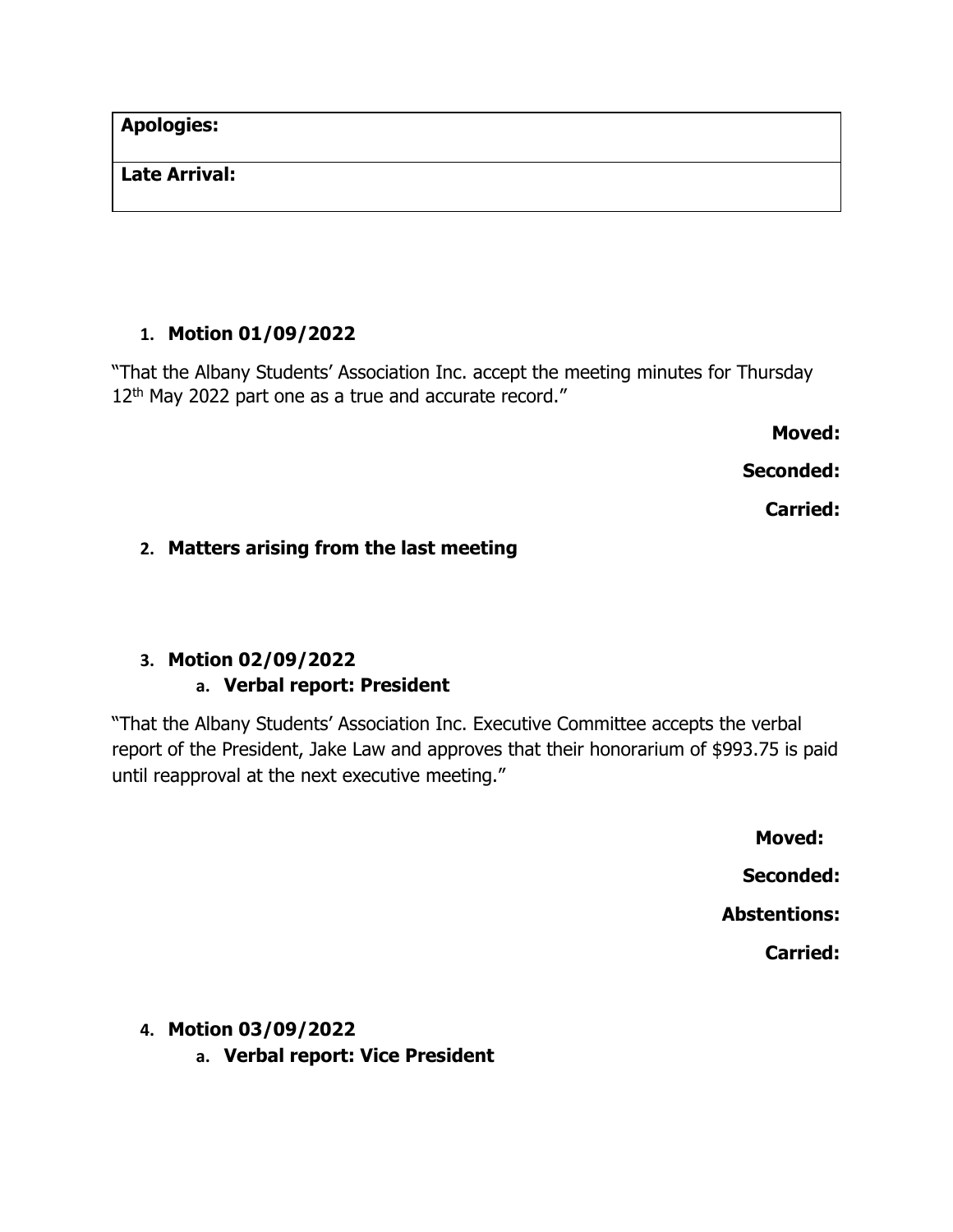| Apologies: |
|---|
| Late Arrival: |

1. **Motion 01/09/2022**

"That the Albany Students' Association Inc. accept the meeting minutes for Thursday 12th May 2022 part one as a true and accurate record."

**Moved:**

**Seconded:**

**Carried:**

2. **Matters arising from the last meeting**

3. **Motion 02/09/2022**
   a. **Verbal report: President**

"That the Albany Students' Association Inc. Executive Committee accepts the verbal report of the President, Jake Law and approves that their honorarium of $993.75 is paid until reapproval at the next executive meeting."

**Moved:**

**Seconded:**

**Abstentions:**

**Carried:**

4. **Motion 03/09/2022**
   a. **Verbal report: Vice President**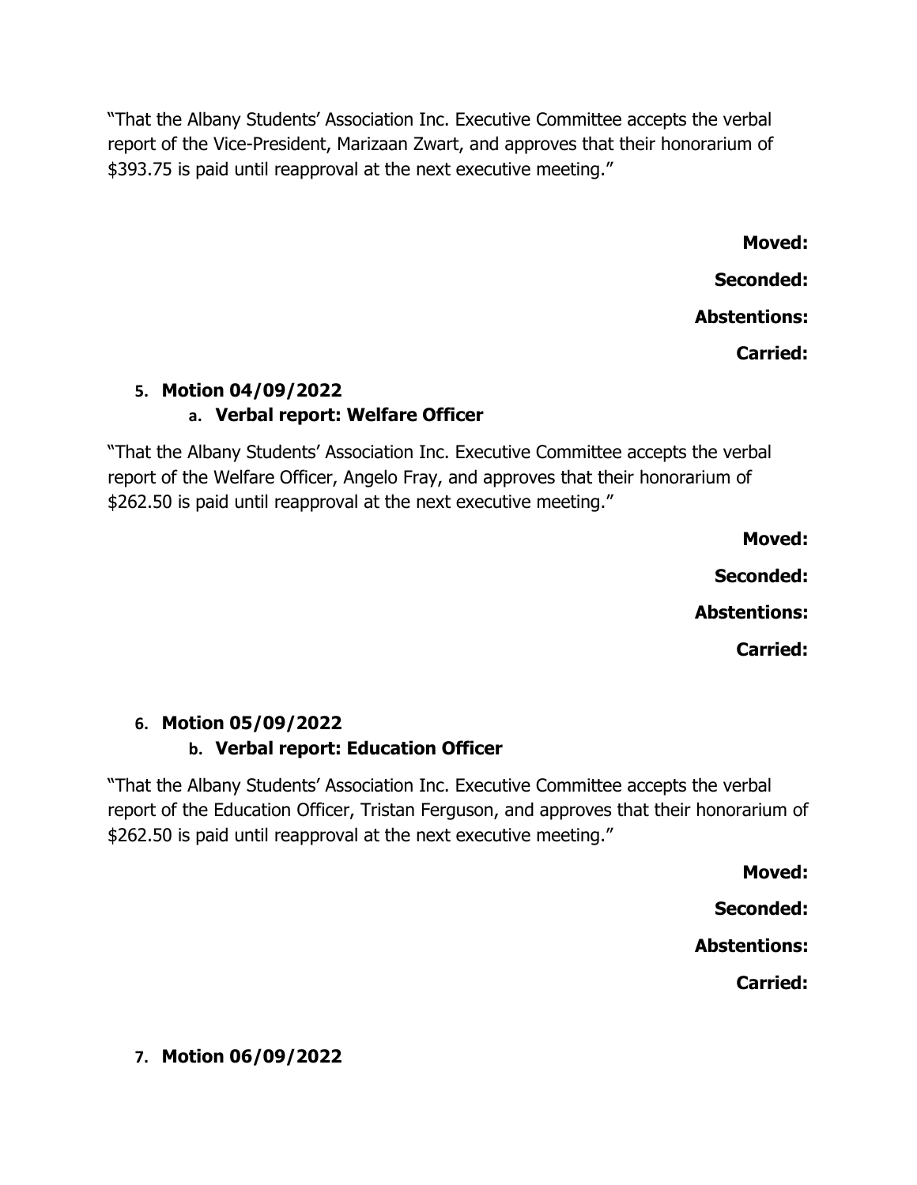"That the Albany Students' Association Inc. Executive Committee accepts the verbal report of the Vice-President, Marizaan Zwart, and approves that their honorarium of $393.75 is paid until reapproval at the next executive meeting."

**Moved:**

**Seconded:**

**Abstentions:**

**Carried:**

5. **Motion 04/09/2022**
   a. **Verbal report: Welfare Officer**

"That the Albany Students' Association Inc. Executive Committee accepts the verbal report of the Welfare Officer, Angelo Fray, and approves that their honorarium of $262.50 is paid until reapproval at the next executive meeting."

**Moved:**

**Seconded:**

**Abstentions:**

**Carried:**

6. **Motion 05/09/2022**
   b. **Verbal report: Education Officer**

"That the Albany Students' Association Inc. Executive Committee accepts the verbal report of the Education Officer, Tristan Ferguson, and approves that their honorarium of $262.50 is paid until reapproval at the next executive meeting."

**Moved:**

**Seconded:**

**Abstentions:**

**Carried:**

7. **Motion 06/09/2022**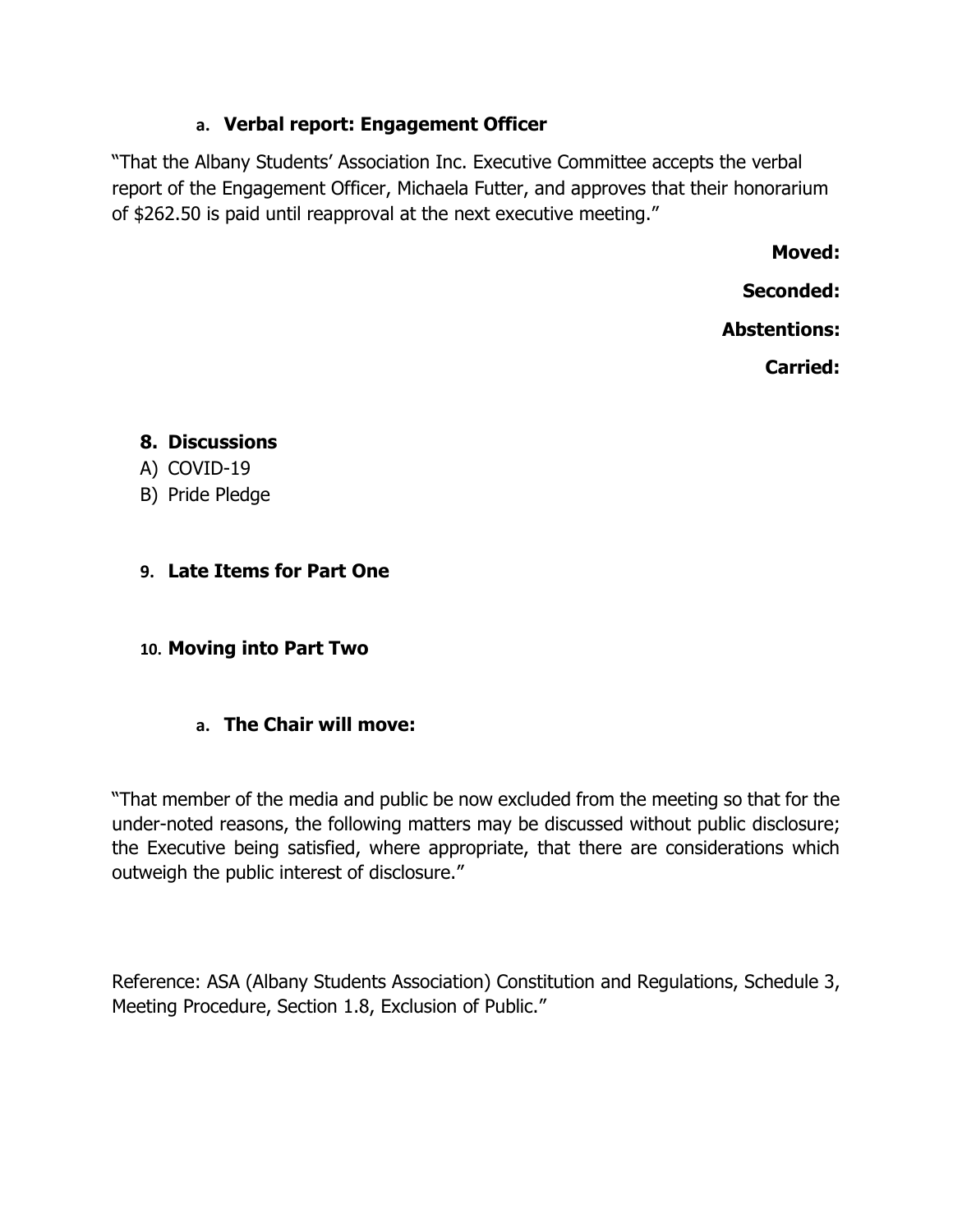### a. Verbal report: Engagement Officer

"That the Albany Students' Association Inc. Executive Committee accepts the verbal report of the Engagement Officer, Michaela Futter, and approves that their honorarium of $262.50 is paid until reapproval at the next executive meeting."

**Moved:**

**Seconded:**

**Abstentions:**

**Carried:**

## 8. Discussions

A) COVID-19
B) Pride Pledge

## 9. Late Items for Part One

## 10. Moving into Part Two

### a. The Chair will move:

"That member of the media and public be now excluded from the meeting so that for the under-noted reasons, the following matters may be discussed without public disclosure; the Executive being satisfied, where appropriate, that there are considerations which outweigh the public interest of disclosure."

Reference: ASA (Albany Students Association) Constitution and Regulations, Schedule 3, Meeting Procedure, Section 1.8, Exclusion of Public."